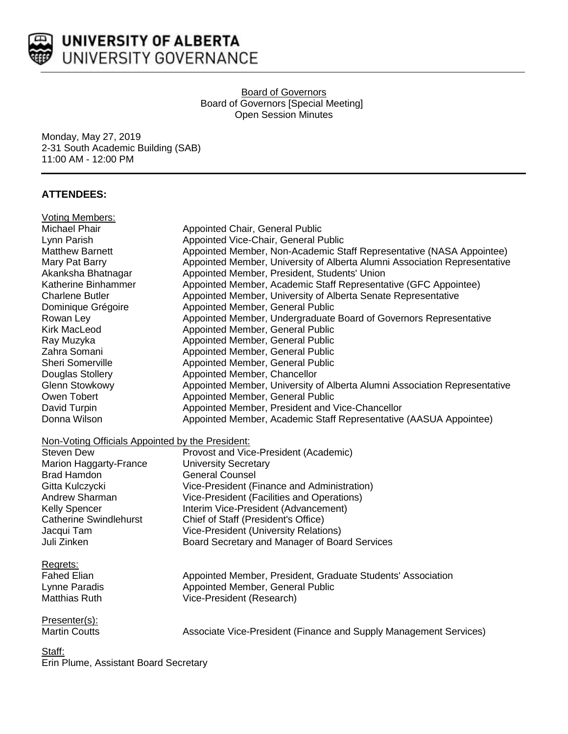**UNIVERSITY OF ALBERTA**
UNIVERSITY GOVERNANCE

Board of Governors
Board of Governors [Special Meeting]
Open Session Minutes

Monday, May 27, 2019
2-31 South Academic Building (SAB)
11:00 AM - 12:00 PM

## ATTENDEES:

Voting Members:

| | |
|---|---|
| Michael Phair | Appointed Chair, General Public |
| Lynn Parish | Appointed Vice-Chair, General Public |
| Matthew Barnett | Appointed Member, Non-Academic Staff Representative (NASA Appointee) |
| Mary Pat Barry | Appointed Member, University of Alberta Alumni Association Representative |
| Akanksha Bhatnagar | Appointed Member, President, Students' Union |
| Katherine Binhammer | Appointed Member, Academic Staff Representative (GFC Appointee) |
| Charlene Butler | Appointed Member, University of Alberta Senate Representative |
| Dominique Grégoire | Appointed Member, General Public |
| Rowan Ley | Appointed Member, Undergraduate Board of Governors Representative |
| Kirk MacLeod | Appointed Member, General Public |
| Ray Muzyka | Appointed Member, General Public |
| Zahra Somani | Appointed Member, General Public |
| Sheri Somerville | Appointed Member, General Public |
| Douglas Stollery | Appointed Member, Chancellor |
| Glenn Stowkowy | Appointed Member, University of Alberta Alumni Association Representative |
| Owen Tobert | Appointed Member, General Public |
| David Turpin | Appointed Member, President and Vice-Chancellor |
| Donna Wilson | Appointed Member, Academic Staff Representative (AASUA Appointee) |

Non-Voting Officials Appointed by the President:

| | |
|---|---|
| Steven Dew | Provost and Vice-President (Academic) |
| Marion Haggarty-France | University Secretary |
| Brad Hamdon | General Counsel |
| Gitta Kulczycki | Vice-President (Finance and Administration) |
| Andrew Sharman | Vice-President (Facilities and Operations) |
| Kelly Spencer | Interim Vice-President (Advancement) |
| Catherine Swindlehurst | Chief of Staff (President's Office) |
| Jacqui Tam | Vice-President (University Relations) |
| Juli Zinken | Board Secretary and Manager of Board Services |

Regrets:

| | |
|---|---|
| Fahed Elian | Appointed Member, President, Graduate Students' Association |
| Lynne Paradis | Appointed Member, General Public |
| Matthias Ruth | Vice-President (Research) |

Presenter(s):

| | |
|---|---|
| Martin Coutts | Associate Vice-President (Finance and Supply Management Services) |

Staff:
Erin Plume, Assistant Board Secretary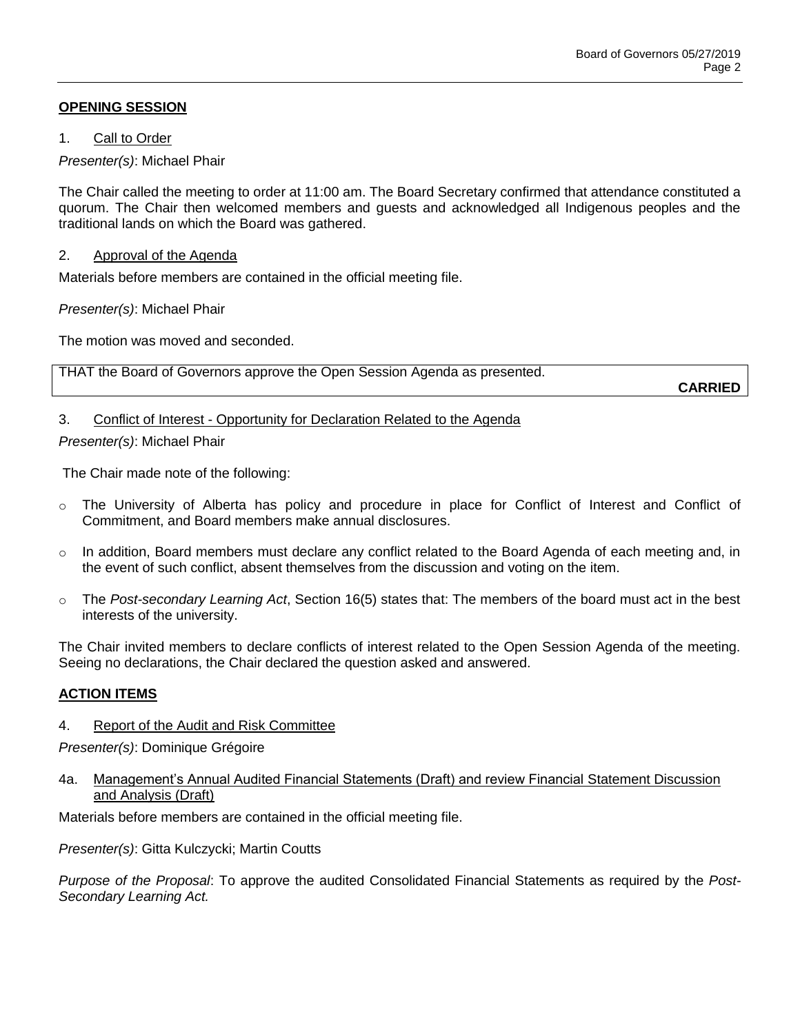## OPENING SESSION

1. Call to Order

*Presenter(s)*: Michael Phair

The Chair called the meeting to order at 11:00 am. The Board Secretary confirmed that attendance constituted a quorum. The Chair then welcomed members and guests and acknowledged all Indigenous peoples and the traditional lands on which the Board was gathered.

2. Approval of the Agenda

Materials before members are contained in the official meeting file.

*Presenter(s)*: Michael Phair

The motion was moved and seconded.

THAT the Board of Governors approve the Open Session Agenda as presented.

**CARRIED**

3. Conflict of Interest - Opportunity for Declaration Related to the Agenda

*Presenter(s)*: Michael Phair

The Chair made note of the following:

- The University of Alberta has policy and procedure in place for Conflict of Interest and Conflict of Commitment, and Board members make annual disclosures.
- In addition, Board members must declare any conflict related to the Board Agenda of each meeting and, in the event of such conflict, absent themselves from the discussion and voting on the item.
- The *Post-secondary Learning Act*, Section 16(5) states that: The members of the board must act in the best interests of the university.

The Chair invited members to declare conflicts of interest related to the Open Session Agenda of the meeting. Seeing no declarations, the Chair declared the question asked and answered.

## ACTION ITEMS

4. Report of the Audit and Risk Committee

*Presenter(s)*: Dominique Grégoire

4a. Management's Annual Audited Financial Statements (Draft) and review Financial Statement Discussion and Analysis (Draft)

Materials before members are contained in the official meeting file.

*Presenter(s)*: Gitta Kulczycki; Martin Coutts

*Purpose of the Proposal*: To approve the audited Consolidated Financial Statements as required by the *Post-Secondary Learning Act.*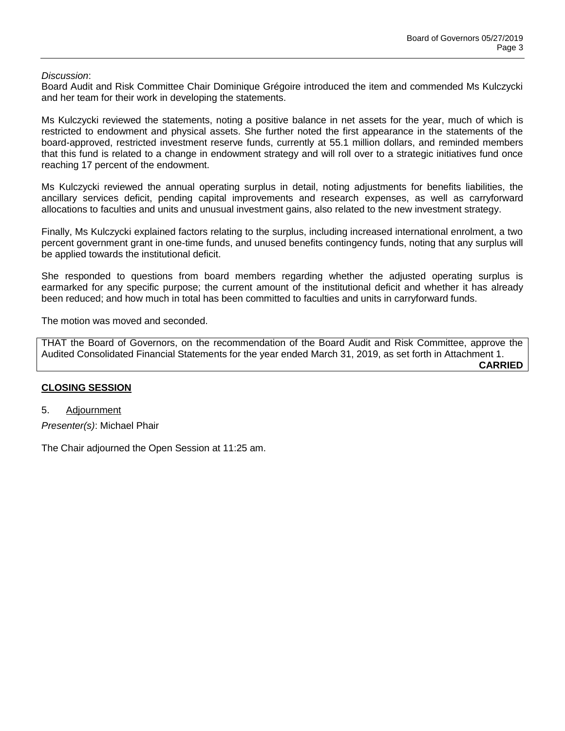*Discussion*:
Board Audit and Risk Committee Chair Dominique Grégoire introduced the item and commended Ms Kulczycki and her team for their work in developing the statements.

Ms Kulczycki reviewed the statements, noting a positive balance in net assets for the year, much of which is restricted to endowment and physical assets. She further noted the first appearance in the statements of the board-approved, restricted investment reserve funds, currently at 55.1 million dollars, and reminded members that this fund is related to a change in endowment strategy and will roll over to a strategic initiatives fund once reaching 17 percent of the endowment.

Ms Kulczycki reviewed the annual operating surplus in detail, noting adjustments for benefits liabilities, the ancillary services deficit, pending capital improvements and research expenses, as well as carryforward allocations to faculties and units and unusual investment gains, also related to the new investment strategy.

Finally, Ms Kulczycki explained factors relating to the surplus, including increased international enrolment, a two percent government grant in one-time funds, and unused benefits contingency funds, noting that any surplus will be applied towards the institutional deficit.

She responded to questions from board members regarding whether the adjusted operating surplus is earmarked for any specific purpose; the current amount of the institutional deficit and whether it has already been reduced; and how much in total has been committed to faculties and units in carryforward funds.

The motion was moved and seconded.

THAT the Board of Governors, on the recommendation of the Board Audit and Risk Committee, approve the Audited Consolidated Financial Statements for the year ended March 31, 2019, as set forth in Attachment 1.

**CARRIED**

## CLOSING SESSION

5. Adjournment

*Presenter(s)*: Michael Phair

The Chair adjourned the Open Session at 11:25 am.